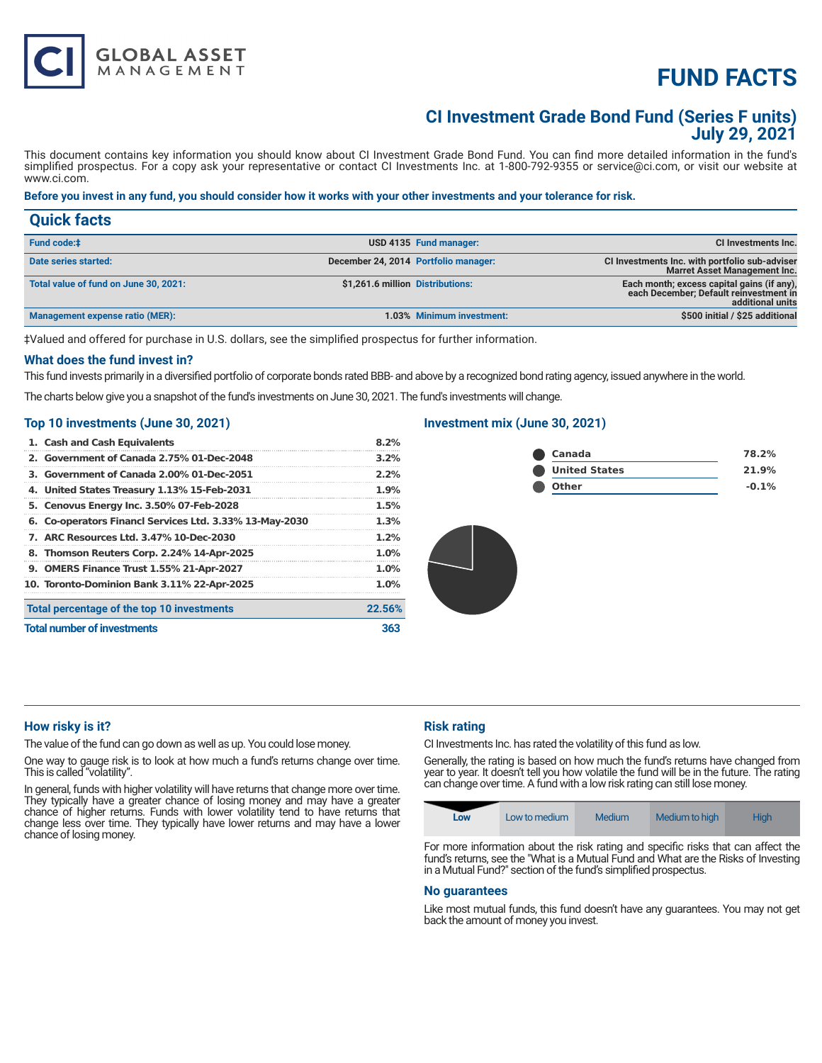# FUND FACTS

## CI Investment Grade Bond Fund (Series F units)
## July 29, 2021

This document contains key information you should know about CI Investment Grade Bond Fund. You can find more detailed information in the fund's simplified prospectus. For a copy ask your representative or contact CI Investments Inc. at 1-800-792-9355 or service@ci.com, or visit our website at www.ci.com.

**Before you invest in any fund, you should consider how it works with your other investments and your tolerance for risk.**

## Quick facts

| | | | |
|---|---|---|---|
| **Fund code:‡** | USD 4135 | **Fund manager:** | CI Investments Inc. |
| **Date series started:** | December 24, 2014 | **Portfolio manager:** | CI Investments Inc. with portfolio sub-adviser Marret Asset Management Inc. |
| **Total value of fund on June 30, 2021:** | $1,261.6 million | **Distributions:** | Each month; excess capital gains (if any), each December; Default reinvestment in additional units |
| **Management expense ratio (MER):** | 1.03% | **Minimum investment:** | $500 initial / $25 additional |

‡Valued and offered for purchase in U.S. dollars, see the simplified prospectus for further information.

### What does the fund invest in?

This fund invests primarily in a diversified portfolio of corporate bonds rated BBB- and above by a recognized bond rating agency, issued anywhere in the world.

The charts below give you a snapshot of the fund's investments on June 30, 2021. The fund's investments will change.

### Top 10 investments (June 30, 2021)

| Investment | % |
|---|---|
| 1. Cash and Cash Equivalents | 8.2% |
| 2. Government of Canada 2.75% 01-Dec-2048 | 3.2% |
| 3. Government of Canada 2.00% 01-Dec-2051 | 2.2% |
| 4. United States Treasury 1.13% 15-Feb-2031 | 1.9% |
| 5. Cenovus Energy Inc. 3.50% 07-Feb-2028 | 1.5% |
| 6. Co-operators Financl Services Ltd. 3.33% 13-May-2030 | 1.3% |
| 7. ARC Resources Ltd. 3.47% 10-Dec-2030 | 1.2% |
| 8. Thomson Reuters Corp. 2.24% 14-Apr-2025 | 1.0% |
| 9. OMERS Finance Trust 1.55% 21-Apr-2027 | 1.0% |
| 10. Toronto-Dominion Bank 3.11% 22-Apr-2025 | 1.0% |
| **Total percentage of the top 10 investments** | **22.56%** |
| **Total number of investments** | **363** |

### Investment mix (June 30, 2021)

| Region | % |
|---|---|
| Canada | 78.2% |
| United States | 21.9% |
| Other | -0.1% |

### How risky is it?

The value of the fund can go down as well as up. You could lose money.

One way to gauge risk is to look at how much a fund's returns change over time. This is called "volatility".

In general, funds with higher volatility will have returns that change more over time. They typically have a greater chance of losing money and may have a greater chance of higher returns. Funds with lower volatility tend to have returns that change less over time. They typically have lower returns and may have a lower chance of losing money.

### Risk rating

CI Investments Inc. has rated the volatility of this fund as low.

Generally, the rating is based on how much the fund's returns have changed from year to year. It doesn't tell you how volatile the fund will be in the future. The rating can change over time. A fund with a low risk rating can still lose money.

| **Low** | Low to medium | Medium | Medium to high | High |
|---|---|---|---|---|

For more information about the risk rating and specific risks that can affect the fund's returns, see the "What is a Mutual Fund and What are the Risks of Investing in a Mutual Fund?" section of the fund's simplified prospectus.

### No guarantees

Like most mutual funds, this fund doesn't have any guarantees. You may not get back the amount of money you invest.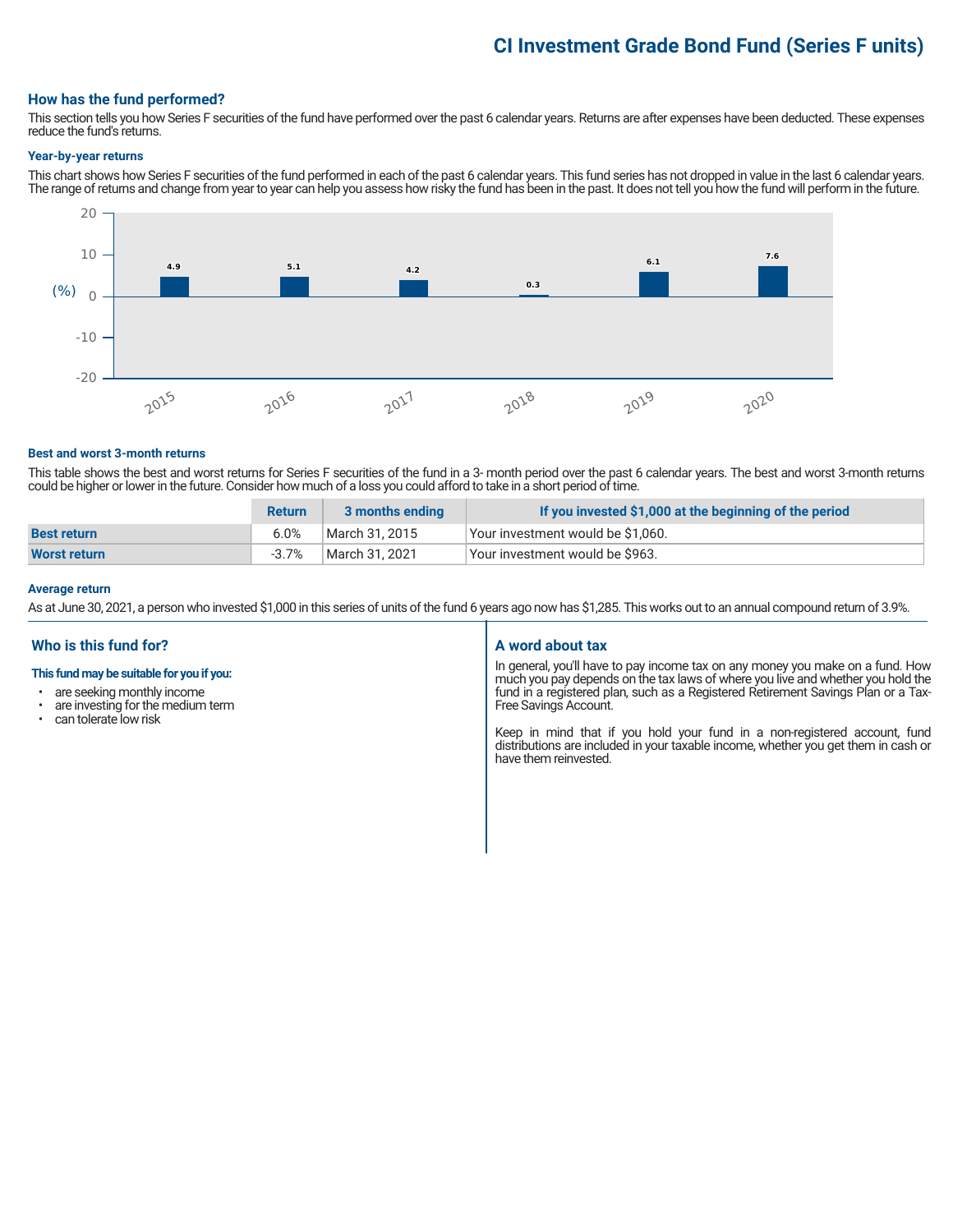# CI Investment Grade Bond Fund (Series F units)

## How has the fund performed?

This section tells you how Series F securities of the fund have performed over the past 6 calendar years. Returns are after expenses have been deducted. These expenses reduce the fund's returns.

### Year-by-year returns

This chart shows how Series F securities of the fund performed in each of the past 6 calendar years. This fund series has not dropped in value in the last 6 calendar years. The range of returns and change from year to year can help you assess how risky the fund has been in the past. It does not tell you how the fund will perform in the future.

| Year | 2015 | 2016 | 2017 | 2018 | 2019 | 2020 |
|---|---|---|---|---|---|---|
| Return (%) | 4.9 | 5.1 | 4.2 | 0.3 | 6.1 | 7.6 |

### Best and worst 3-month returns

This table shows the best and worst returns for Series F securities of the fund in a 3- month period over the past 6 calendar years. The best and worst 3-month returns could be higher or lower in the future. Consider how much of a loss you could afford to take in a short period of time.

| | Return | 3 months ending | If you invested $1,000 at the beginning of the period |
|---|---|---|---|
| **Best return** | 6.0% | March 31, 2015 | Your investment would be $1,060. |
| **Worst return** | -3.7% | March 31, 2021 | Your investment would be $963. |

### Average return

As at June 30, 2021, a person who invested $1,000 in this series of units of the fund 6 years ago now has $1,285. This works out to an annual compound return of 3.9%.

## Who is this fund for?

**This fund may be suitable for you if you:**

- are seeking monthly income
- are investing for the medium term
- can tolerate low risk

## A word about tax

In general, you'll have to pay income tax on any money you make on a fund. How much you pay depends on the tax laws of where you live and whether you hold the fund in a registered plan, such as a Registered Retirement Savings Plan or a Tax-Free Savings Account.

Keep in mind that if you hold your fund in a non-registered account, fund distributions are included in your taxable income, whether you get them in cash or have them reinvested.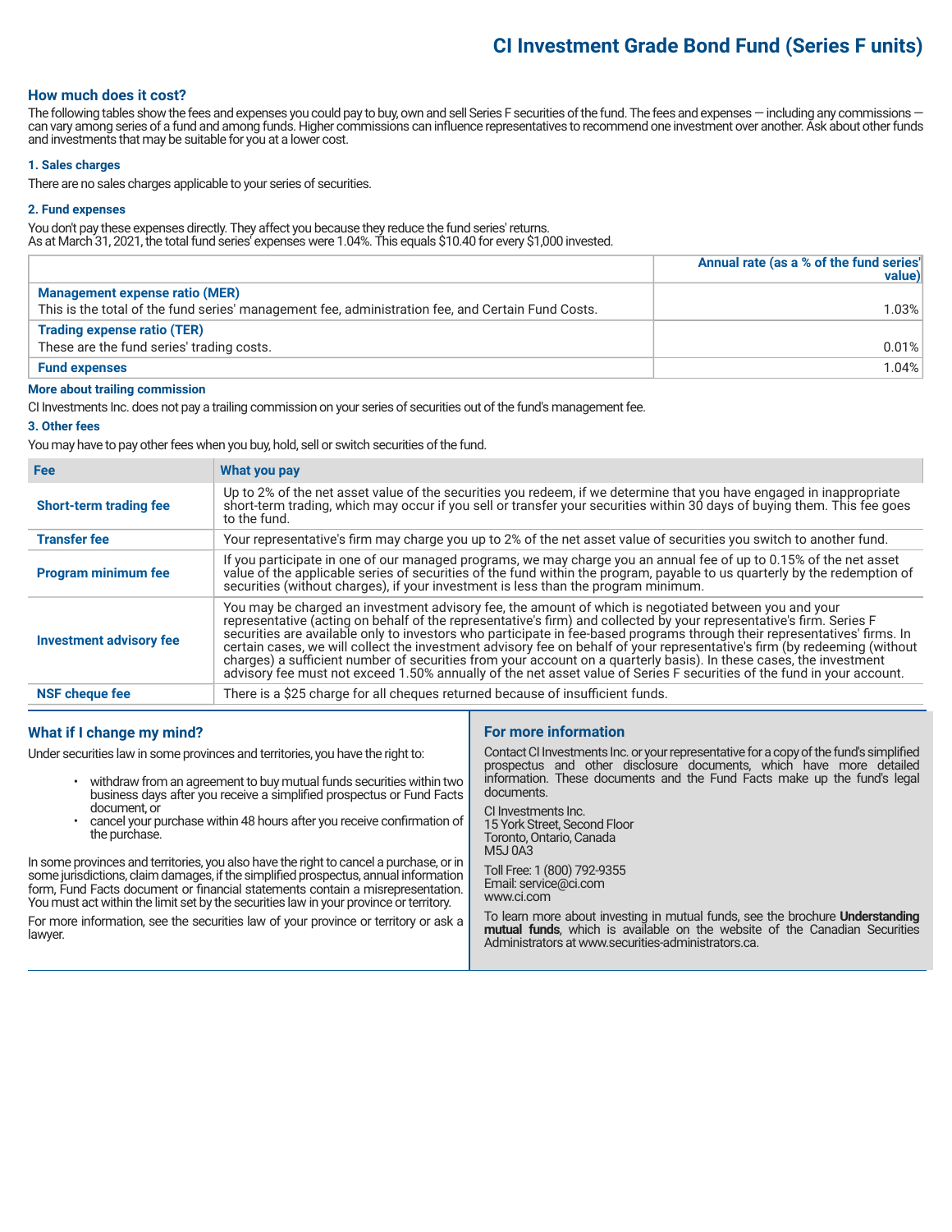# CI Investment Grade Bond Fund (Series F units)

## How much does it cost?

The following tables show the fees and expenses you could pay to buy, own and sell Series F securities of the fund. The fees and expenses — including any commissions — can vary among series of a fund and among funds. Higher commissions can influence representatives to recommend one investment over another. Ask about other funds and investments that may be suitable for you at a lower cost.

### 1. Sales charges

There are no sales charges applicable to your series of securities.

### 2. Fund expenses

You don't pay these expenses directly. They affect you because they reduce the fund series' returns.
As at March 31, 2021, the total fund series' expenses were 1.04%. This equals $10.40 for every $1,000 invested.

| | Annual rate (as a % of the fund series' value) |
|---|---|
| **Management expense ratio (MER)**<br>This is the total of the fund series' management fee, administration fee, and Certain Fund Costs. | 1.03% |
| **Trading expense ratio (TER)**<br>These are the fund series' trading costs. | 0.01% |
| **Fund expenses** | 1.04% |

#### More about trailing commission

CI Investments Inc. does not pay a trailing commission on your series of securities out of the fund's management fee.

### 3. Other fees

You may have to pay other fees when you buy, hold, sell or switch securities of the fund.

| Fee | What you pay |
|---|---|
| **Short-term trading fee** | Up to 2% of the net asset value of the securities you redeem, if we determine that you have engaged in inappropriate short-term trading, which may occur if you sell or transfer your securities within 30 days of buying them. This fee goes to the fund. |
| **Transfer fee** | Your representative's firm may charge you up to 2% of the net asset value of securities you switch to another fund. |
| **Program minimum fee** | If you participate in one of our managed programs, we may charge you an annual fee of up to 0.15% of the net asset value of the applicable series of securities of the fund within the program, payable to us quarterly by the redemption of securities (without charges), if your investment is less than the program minimum. |
| **Investment advisory fee** | You may be charged an investment advisory fee, the amount of which is negotiated between you and your representative (acting on behalf of the representative's firm) and collected by your representative's firm. Series F securities are available only to investors who participate in fee-based programs through their representatives' firms. In certain cases, we will collect the investment advisory fee on behalf of your representative's firm (by redeeming (without charges) a sufficient number of securities from your account on a quarterly basis). In these cases, the investment advisory fee must not exceed 1.50% annually of the net asset value of Series F securities of the fund in your account. |
| **NSF cheque fee** | There is a $25 charge for all cheques returned because of insufficient funds. |

## What if I change my mind?

Under securities law in some provinces and territories, you have the right to:

- withdraw from an agreement to buy mutual funds securities within two business days after you receive a simplified prospectus or Fund Facts document, or
- cancel your purchase within 48 hours after you receive confirmation of the purchase.

In some provinces and territories, you also have the right to cancel a purchase, or in some jurisdictions, claim damages, if the simplified prospectus, annual information form, Fund Facts document or financial statements contain a misrepresentation. You must act within the limit set by the securities law in your province or territory.

For more information, see the securities law of your province or territory or ask a lawyer.

## For more information

Contact CI Investments Inc. or your representative for a copy of the fund's simplified prospectus and other disclosure documents, which have more detailed information. These documents and the Fund Facts make up the fund's legal documents.

CI Investments Inc.
15 York Street, Second Floor
Toronto, Ontario, Canada
M5J 0A3

Toll Free: 1 (800) 792-9355
Email: service@ci.com
www.ci.com

To learn more about investing in mutual funds, see the brochure **Understanding mutual funds**, which is available on the website of the Canadian Securities Administrators at www.securities-administrators.ca.